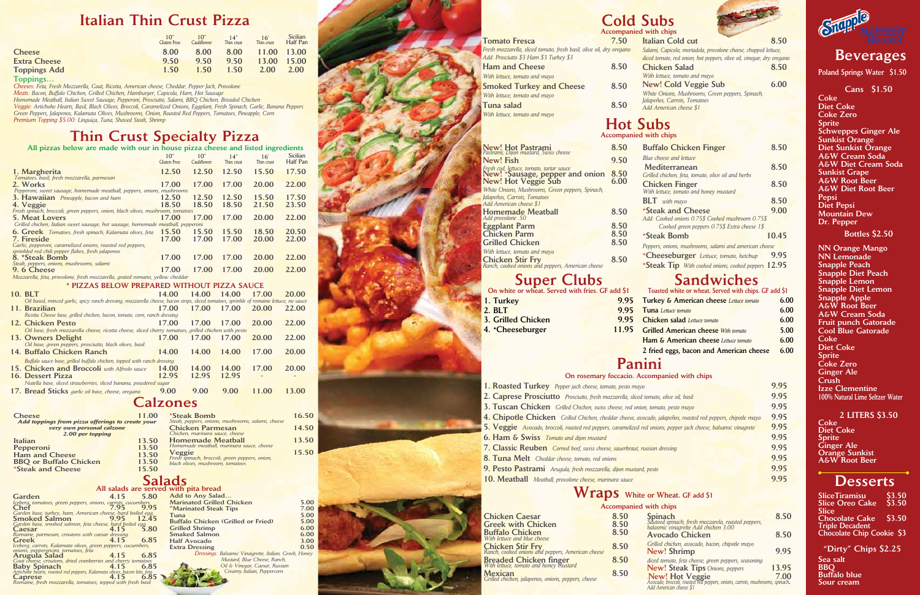# Italian Thin Crust Pizza

| | 10" Gluten Free | 10" Cauliflower | 14" Thin crust | 16" Thin crust | Sicilian Half Pan |
|---|---|---|---|---|---|
| Cheese | 8.00 | 8.00 | 8.00 | 11.00 | 13.00 |
| Extra Cheese | 9.50 | 9.50 | 9.50 | 13.00 | 15.00 |
| Toppings Add | 1.50 | 1.50 | 1.50 | 2.00 | 2.00 |

**Toppings...**

*Cheeses: Feta, Fresh Mozzarella, Goat, Ricotta, American cheese, Cheddar, Pepper Jack, Provolone*
*Meats: Bacon, Buffalo Chicken, Grilled Chicken, Hamburger, Capicola, Ham, Hot Sausage*
*Homemade Meatball, Italian Sweet Sausage, Pepperoni, Prosciutto, Salami, BBQ Chicken, Breaded Chicken*
*Veggie: Artichoke Hearts, Basil, Black Olives, Broccoli, Caramelized Onions, Eggplant, Fresh Spinach, Garlic, Banana Peppers*
*Green Peppers, Jalapenos, Kalamata Olives, Mushrooms, Onion, Roasted Red Peppers, Tomatoes, Pineapple, Corn*
*Premium Topping $5.00: Linguiça, Tuna, Shaved Steak, Shrimp*

# Thin Crust Specialty Pizza

**All pizzas below are made with our in house pizza cheese and listed ingredients**

| | 10" Gluten Free | 10" Cauliflower | 14" Thin crust | 16" Thin crust | Sicilian Half Pan |
|---|---|---|---|---|---|
| **1. Margherita** *Tomatoes, basil, fresh mozzarella, parmesan* | 12.50 | 12.50 | 12.50 | 15.50 | 17.50 |
| **2. Works** *Pepperoni, sweet sausage, homemade meatball, peppers, onions, mushrooms* | 17.00 | 17.00 | 17.00 | 20.00 | 22.00 |
| **3. Hawaiian** *Pineapple, bacon and ham* | 12.50 | 12.50 | 12.50 | 15.50 | 17.50 |
| **4. Veggie** *Fresh spinach, broccoli, green peppers, onion, black olives, mushroom, tomatoes* | 18.50 | 18.50 | 18.50 | 21.50 | 23.50 |
| **5. Meat Lovers** *Grilled chicken, Italian sweet sausage, hot sausage, homemade meatball, pepperoni* | 17.00 | 17.00 | 17.00 | 20.00 | 22.00 |
| **6. Greek** *Tomatoes, fresh spinach, Kalamata olives, feta* | 15.50 | 15.50 | 15.50 | 18.50 | 20.50 |
| **7. Fireside** *Garlic, pepperoni, caramelized onions, roasted red peppers, sprinkled red chili pepper flakes, fresh jalapenos* | 17.00 | 17.00 | 17.00 | 20.00 | 22.00 |
| **8. *Steak Bomb** *Steak, peppers, onions, mushrooms, salami* | 17.00 | 17.00 | 17.00 | 20.00 | 22.00 |
| **9. 6 Cheese** *Mozzarella, feta, provolone, fresh mozzarella, grated romano, yellow cheddar* | 17.00 | 17.00 | 17.00 | 20.00 | 22.00 |

**\* PIZZAS BELOW PREPARED WITHOUT PIZZA SAUCE**

| | 10" Gluten Free | 10" Cauliflower | 14" Thin crust | 16" Thin crust | Sicilian Half Pan |
|---|---|---|---|---|---|
| **10. BLT** *Oil based, minced garlic, spicy ranch dressing, mozzarella cheese, bacon strips, sliced tomatoes, sprinkle of romaine lettuce, no sauce* | 14.00 | 14.00 | 14.00 | 17.00 | 20.00 |
| **11. Brazilian** *Ricotta Cheese base, grilled chicken, bacon, tomato, corn, ranch dressing* | 17.00 | 17.00 | 17.00 | 20.00 | 22.00 |
| **12. Chicken Pesto** *Oil base, fresh mozzarella cheese, ricotta cheese, sliced cherry tomatoes, grilled chicken with pesto* | 17.00 | 17.00 | 17.00 | 20.00 | 22.00 |
| **13. Owners Delight** *Oil base, green peppers, prosciutto, black olives, basil* | 17.00 | 17.00 | 17.00 | 20.00 | 22.00 |
| **14. Buffalo Chicken Ranch** *Buffalo sauce base, grilled buffalo chicken, topped with ranch dressing* | 14.00 | 14.00 | 14.00 | 17.00 | 20.00 |
| **15. Chicken and Broccoli** *with Alfredo sauce* | 14.00 | 14.00 | 14.00 | 17.00 | 20.00 |
| **16. Dessert Pizza** *Nutella base, sliced strawberries, sliced banana, powdered sugar* | 12.95 | 12.95 | 12.95 | - | - |
| **17. Bread Sticks** *garlic oil base, cheese, oregano* | 9.00 | 9.00 | 9.00 | 11.00 | 13.00 |

# Calzones

| | |
|---|---|
| **Cheese** *Add toppings from pizza offerings to create your very own personal calzone 2.00 per topping* | 11.00 |
| **Italian** | 13.50 |
| **Pepperoni** | 13.50 |
| **Ham and Cheese** | 13.50 |
| **BBQ or Buffalo Chicken** | 13.50 |
| ***Steak and Cheese** | 15.50 |
| ***Steak Bomb** *Steak, peppers, onions, mushrooms, salami, cheese* | 16.50 |
| **Chicken Parmesan** *Chicken, marinara sauce, cheese* | 14.50 |
| **Homemade Meatball** *Homemade meatball, marinara sauce, cheese* | 13.50 |
| **Veggie** *Fresh spinach, broccoli, green peppers, onion, black olives, mushroom, tomatoes* | 15.50 |

# Salads

**All salads are served with pita bread**

| | | |
|---|---|---|
| **Garden** *Iceberg, tomatoes, green peppers, onions, carrots, cucumbers* | 4.15 | 5.80 |
| **Chef** *Garden base, turkey, ham, American cheese, hard boiled egg* | 7.95 | 9.95 |
| **Smoked Salmon** *Garden base, smoked salmon, feta cheese, hard boiled egg* | 9.95 | 12.45 |
| **Caesar** *Romaine, parmesan, croutons with caesar dressing* | 4.15 | 5.80 |
| **Greek** *Iceberg, carrots, Kalamata olives, green peppers, cucumbers, onions, pepperoncini, tomatoes, feta* | 4.15 | 6.85 |
| **Arugula Salad** *Goat cheese, croutons, dried cranberries and cherry tomatoes* | 4.15 | 6.85 |
| **Baby Spinach** *Artichoke hearts, roasted red peppers, Kalamata olives, bacon bits, feta* | 4.15 | 6.85 |
| **Caprese** *Romaine, fresh mozzarella, tomatoes, topped with fresh basil* | 4.15 | 6.85 |

**Add to Any Salad...**

| | |
|---|---|
| Marinated Grilled Chicken | 5.00 |
| *Marinated Steak Tips | 7.00 |
| Tuna | 5.00 |
| Buffalo Chicken (Grilled or Fried) | 5.00 |
| Grilled Shrimp | 6.00 |
| Smoked Salmon | 6.00 |
| Half Avocado | 3.00 |
| Extra Dressing | 0.50 |

*Dressings: Balsamic Vinaigrette, Italian, Greek, Honey Mustard, Blue Cheese, Ranch, Oil & Vinegar, Caesar, Russian Creamy Italian, Peppercorn*

# Cold Subs

**Accompanied with chips**

| | |
|---|---|
| **Tomato Fresca** *Fresh mozzarella, sliced tomato, fresh basil, olive oil, dry oregano Add: Prosciutto $3 Ham $3 Turkey $3* | 7.50 |
| **Ham and Cheese** *With lettuce, tomato and mayo* | 8.50 |
| **Smoked Turkey and Cheese** *With lettuce, tomato and mayo* | 8.50 |
| **Tuna salad** *With lettuce, tomato and mayo* | 8.50 |
| **Italian Cold cut** *Salami, Capicola, mortadela, provolone cheese, chopped lettuce, diced tomato, red onion, hot peppers, olive oil, vinegar, dry oregano* | 8.50 |
| **Chicken Salad** *With lettuce, tomato and mayo* | 8.50 |
| **New! Cold Veggie Sub** *White Onions, Mushrooms, Green peppers, Spinach, Jalapeños, Carrots, Tomatoes Add American cheese $1* | 6.00 |

# Hot Subs

**Accompanied with chips**

| | |
|---|---|
| **New! Hot Pastrami** *Pastrami, Dijon mustard, Swiss cheese* | 8.50 |
| **New! Fish** *Fresh cod, lettuce, tomato, tartar sauce* | 9.50 |
| **New! *Sausage, pepper and onion** | 8.50 |
| **New! Hot Veggie Sub** *White Onions, Mushrooms, Green peppers, Spinach, Jalapeños, Carrots, Tomatoes Add American cheese $1* | 6.00 |
| **Homemade Meatball** *Add provolone .50* | 8.50 |
| **Eggplant Parm** | 8.50 |
| **Chicken Parm** | 8.50 |
| **Grilled Chicken** *With lettuce, tomato and mayo* | 8.50 |
| **Chicken Stir Fry** *Ranch, cooked onions and peppers, American cheese* | 8.50 |
| **Buffalo Chicken Finger** *Blue cheese and lettuce* | 8.50 |
| **Mediterranean** *Grilled chicken, feta, tomato, olive oil and herbs* | 8.50 |
| **Chicken Finger** *With lettuce, tomato and honey mustard* | 8.50 |
| **BLT** *with mayo* | 8.50 |
| ***Steak and Cheese** *Add: Cooked onions 0.75$ Cooked mushroom 0.75$ Cooked green peppers 0.75$ Extra cheese 1$* | 9.00 |
| ***Steak Bomb** *Peppers, onions, mushrooms, salami and american cheese* | 10.45 |
| ***Cheeseburger** *Lettuce, tomato, ketchup* | 9.95 |
| ***Steak Tip** *With cooked onions, cooked peppers* | 12.95 |

# Super Clubs

**On white or wheat. Served with fries. GF add $1**

| | |
|---|---|
| 1. Turkey | 9.95 |
| 2. BLT | 9.95 |
| 3. Grilled Chicken | 9.95 |
| 4. *Cheeseburger | 11.95 |

# Sandwiches

**Toasted white or wheat. Served with chips. GF add $1**

| | |
|---|---|
| **Turkey & American cheese** *Lettuce tomato* | 6.00 |
| **Tuna** *Lettuce tomato* | 6.00 |
| **Chicken salad** *Lettuce tomato* | 6.00 |
| **Grilled American cheese** *With tomato* | 5.00 |
| **Ham & American cheese** *Lettuce tomato* | 6.00 |
| **2 fried eggs, bacon and American cheese** | 6.00 |

# Panini

**On rosemary foccacio. Accompanied with chips**

| | |
|---|---|
| **1. Roasted Turkey** *Pepper jack cheese, tomato, pesto mayo* | 9.95 |
| **2. Caprese Prosciutto** *Prosciutto, fresh mozzarella, sliced tomato, olive oil, basil* | 9.95 |
| **3. Tuscan Chicken** *Grilled Chicken, swiss cheese, red onion, tomato, pesto mayo* | 9.95 |
| **4. Chipotle Chicken** *Grilled Chicken, cheddar cheese, avocado, jalapeños, roasted red peppers, chipotle mayo* | 9.95 |
| **5. Veggie** *Avocado, broccoli, roasted red peppers, caramelized red onions, pepper jack cheese, balsamic vinagrette* | 9.95 |
| **6. Ham & Swiss** *Tomato and dijon mustard* | 9.95 |
| **7. Classic Reuben** *Corned beef, swiss cheese, sauerkraut, russian dressing* | 9.95 |
| **8. Tuna Melt** *Cheddar cheese, tomato, red onions* | 9.95 |
| **9. Pesto Pastrami** *Arugula, fresh mozzarella, dijon mustard, pesto* | 9.95 |
| **10. Meatball** *Meatball, provolone cheese, marinara sauce* | 9.95 |

# Wraps White or Wheat. GF add $1

**Accompanied with chips**

| | |
|---|---|
| **Chicken Caesar** | 8.50 |
| **Greek with Chicken** | 8.50 |
| **Buffalo Chicken** *With lettuce and blue cheese* | 8.50 |
| **Chicken Stir Fry** *Ranch, cooked onions and peppers, American cheese* | 8.50 |
| **Breaded Chicken finger** *With lettuce, tomato and honey mustard* | 8.50 |
| **Mexican** *Grilled chicken, jalapenos, onions, peppers, cheese* | 8.50 |
| **Spinach** *Sauteed spinach, fresh mozzarella, roasted peppers, balsamic vinagrette Add chicken 3.00* | 8.50 |
| **Avocado Chicken** *Grilled chicken, avocado, bacon, chipotle mayo* | 8.50 |
| **New! Shrimp** *diced tomato, feta cheese, green peppers, seasoning* | 9.95 |
| **New! Steak Tips** *Onions, peppers* | 13.95 |
| **New! Hot Veggie** *Avocado, broccoli, roasted red peppers, onions, carrots, mushrooms, spinach. Add American cheese $1* | 7.00 |

# Beverages

**Poland Springs Water $1.50**

**Cans $1.50**

- Coke
- Diet Coke
- Coke Zero
- Sprite
- Schweppes Ginger Ale
- Sunkist Orange
- Diet Sunkist Orange
- A&W Cream Soda
- A&W Diet Cream Soda
- Sunkist Grape
- A&W Root Beer
- A&W Diet Root Beer
- Pepsi
- Diet Pepsi
- Mountain Dew
- Dr. Pepper

**Bottles $2.50**

- NN Orange Mango
- NN Lemonade
- Snapple Peach
- Snapple Diet Peach
- Snapple Lemon
- Snapple Diet Lemon
- Snapple Apple
- A&W Root Beer
- A&W Cream Soda
- Fruit punch Gatorade
- Cool Blue Gatorade
- Coke
- Diet Coke
- Sprite
- Coke Zero
- Ginger Ale
- Crush
- Izze Clementine
- 100% Natural Lime Seltzer Water

**2 LITERS $3.50**

- Coke
- Diet Coke
- Sprite
- Ginger Ale
- Orange Sunkist
- A&W Root Beer

# Desserts

| | |
|---|---|
| Slice Tiramisu | $3.50 |
| Slice Oreo Cake | $3.50 |
| Slice Chocolate Cake | $3.50 |
| Triple Decadent Chocolate Chip Cookie | $3 |

**"Dirty" Chips $2.25**

- Sea salt
- BBQ
- Buffalo blue
- Sour cream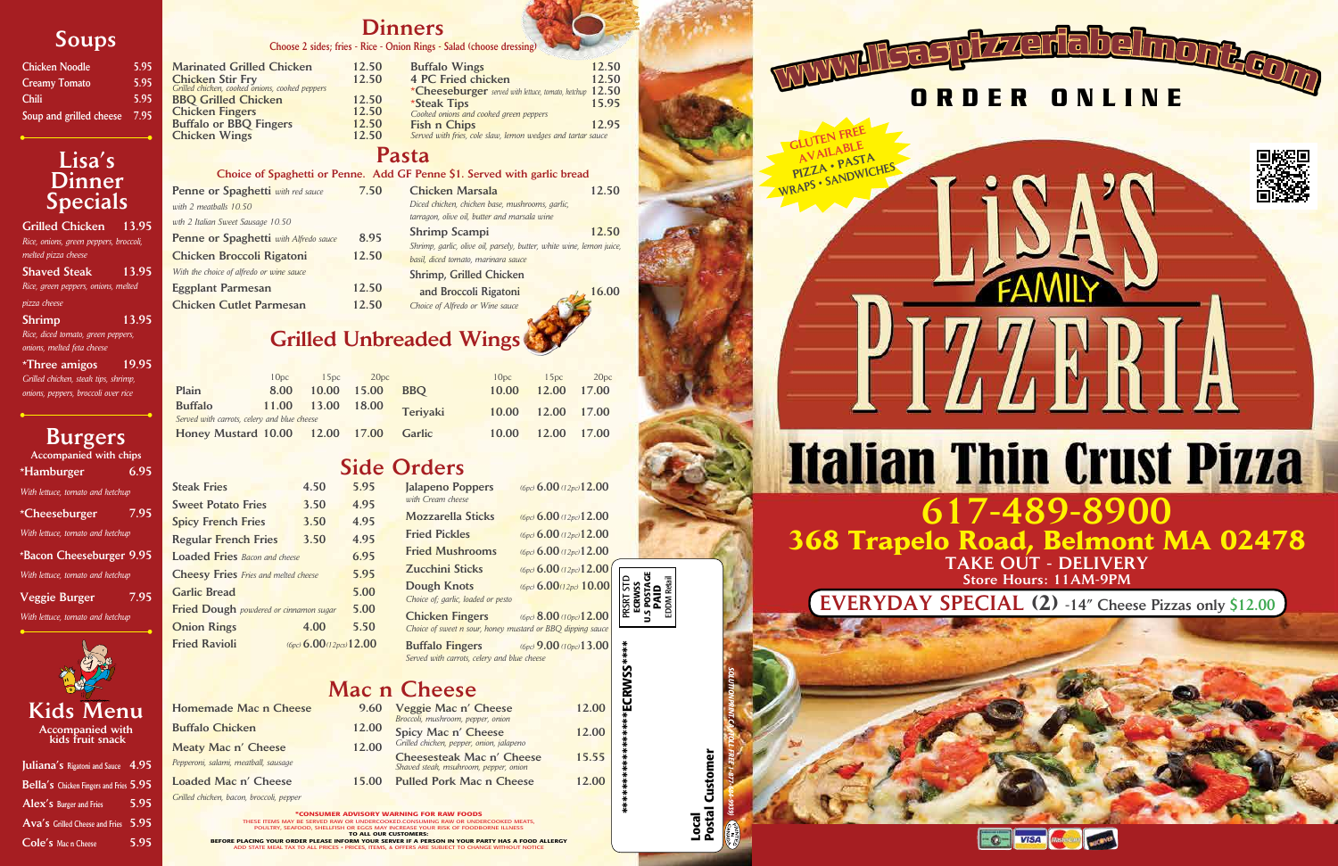## Soups

| | |
|---|---|
| Chicken Noodle | 5.95 |
| Creamy Tomato | 5.95 |
| Chili | 5.95 |
| Soup and grilled cheese | 7.95 |

## Lisa's Dinner Specials

**Grilled Chicken** 13.95
*Rice, onions, green peppers, broccoli, melted pizza cheese*

**Shaved Steak** 13.95
*Rice, green peppers, onions, melted pizza cheese*

**Shrimp** 13.95
*Rice, diced tomato, green peppers, onions, melted feta cheese*

**\*Three amigos** 19.95
*Grilled chicken, steak tips, shrimp, onions, peppers, broccoli over rice*

## Burgers

Accompanied with chips

**\*Hamburger** 6.95
*With lettuce, tomato and ketchup*

**\*Cheeseburger** 7.95
*With lettuce, tomato and ketchup*

**\*Bacon Cheeseburger** 9.95
*With lettuce, tomato and ketchup*

**Veggie Burger** 7.95
*With lettuce, tomato and ketchup*

## Kids Menu

Accompanied with kids fruit snack

| | |
|---|---|
| Juliana's Rigatoni and Sauce | 4.95 |
| Bella's Chicken Fingers and Fries | 5.95 |
| Alex's Burger and Fries | 5.95 |
| Ava's Grilled Cheese and Fries | 5.95 |
| Cole's Mac n Cheese | 5.95 |

## Dinners

Choose 2 sides; fries - Rice - Onion Rings - Salad (choose dressing)

| | |
|---|---|
| Marinated Grilled Chicken | 12.50 |
| Chicken Stir Fry *Grilled chicken, cooked onions, cooked peppers* | 12.50 |
| BBQ Grilled Chicken | 12.50 |
| Chicken Fingers | 12.50 |
| Buffalo or BBQ Fingers | 12.50 |
| Chicken Wings | 12.50 |
| Buffalo Wings | 12.50 |
| 4 PC Fried chicken | 12.50 |
| \*Cheeseburger *served with lettuce, tomato, ketchup* | 12.50 |
| \*Steak Tips *Cooked onions and cooked green peppers* | 15.95 |
| Fish n Chips *Served with fries, cole slaw, lemon wedges and tartar sauce* | 12.95 |

## Pasta

Choice of Spaghetti or Penne. Add GF Penne $1. Served with garlic bread

| | |
|---|---|
| Penne or Spaghetti *with red sauce* | 7.50 |
| *with 2 meatballs 10.50* | |
| *with 2 Italian Sweet Sausage 10.50* | |
| Penne or Spaghetti *with Alfredo sauce* | 8.95 |
| Chicken Broccoli Rigatoni *With the choice of alfredo or wine sauce* | 12.50 |
| Eggplant Parmesan | 12.50 |
| Chicken Cutlet Parmesan | 12.50 |
| Chicken Marsala *Diced chicken, chicken base, mushrooms, garlic, tarragon, olive oil, butter and marsala wine* | 12.50 |
| Shrimp Scampi *Shrimp, garlic, olive oil, parsely, butter, white wine, lemon juice, basil, diced tomato, marinara sauce* | 12.50 |
| Shrimp, Grilled Chicken and Broccoli Rigatoni *Choice of Alfredo or Wine sauce* | 16.00 |

## Grilled Unbreaded Wings

| | 10pc | 15pc | 20pc |
|---|---|---|---|
| Plain | 8.00 | 10.00 | 15.00 |
| Buffalo *Served with carrots, celery and blue cheese* | 11.00 | 13.00 | 18.00 |
| Honey Mustard | 10.00 | 12.00 | 17.00 |
| BBQ | 10.00 | 12.00 | 17.00 |
| Teriyaki | 10.00 | 12.00 | 17.00 |
| Garlic | 10.00 | 12.00 | 17.00 |

## Side Orders

| | | |
|---|---|---|
| Steak Fries | 4.50 | 5.95 |
| Sweet Potato Fries | 3.50 | 4.95 |
| Spicy French Fries | 3.50 | 4.95 |
| Regular French Fries | 3.50 | 4.95 |
| Loaded Fries *Bacon and cheese* | | 6.95 |
| Cheesy Fries *Fries and melted cheese* | | 5.95 |
| Garlic Bread | | 5.00 |
| Fried Dough *powdered or cinnamon sugar* | | 5.00 |
| Onion Rings | 4.00 | 5.50 |
| Fried Ravioli | (6pc) 6.00 | (12pc) 12.00 |
| Jalapeno Poppers *with Cream cheese* | (6pc) 6.00 | (12pc) 12.00 |
| Mozzarella Sticks | (6pc) 6.00 | (12pc) 12.00 |
| Fried Pickles | (6pc) 6.00 | (12pc) 12.00 |
| Fried Mushrooms | (6pc) 6.00 | (12pc) 12.00 |
| Zucchini Sticks | (6pc) 6.00 | (12pc) 12.00 |
| Dough Knots *Choice of; garlic, loaded or pesto* | (6pc) 6.00 | (12pc) 10.00 |
| Chicken Fingers *Choice of sweet n sour, honey mustard or BBQ dipping sauce* | (6pc) 8.00 | (10pc) 12.00 |
| Buffalo Fingers *Served with carrots, celery and blue cheese* | (6pc) 9.00 | (10pc) 13.00 |

## Mac n Cheese

| | |
|---|---|
| Homemade Mac n Cheese | 9.60 |
| Buffalo Chicken | 12.00 |
| Meaty Mac n' Cheese *Pepperoni, salami, meatball, sausage* | 12.00 |
| Loaded Mac n' Cheese *Grilled chicken, bacon, broccoli, pepper* | 15.00 |
| Veggie Mac n' Cheese *Broccoli, mushroom, pepper, onion* | 12.00 |
| Spicy Mac n' Cheese *Grilled chicken, pepper, onion, jalapeno* | 12.00 |
| Cheesesteak Mac n' Cheese *Shaved steak, mushroom, pepper, onion* | 15.55 |
| Pulled Pork Mac n Cheese | 12.00 |

**\*CONSUMER ADVISORY WARNING FOR RAW FOODS**
THESE ITEMS MAY BE SERVED RAW OR UNDERCOOKED.CONSUMING RAW OR UNDERCOOKED MEATS, POULTRY, SEAFOOD, SHELLFISH OR EGGS MAY INCREASE YOUR RISK OF FOODBORNE ILLNESS
**TO ALL OUR CUSTOMERS:**
**BEFORE PLACING YOUR ORDER PLEASE INFORM YOUR SERVER IF A PERSON IN YOUR PARTY HAS A FOOD ALLERGY**
ADD STATE MEAL TAX TO ALL PRICES • PRICES, ITEMS, & OFFERS ARE SUBJECT TO CHANGE WITHOUT NOTICE

PRSRT STD
ECRWSS
U.S POSTAGE
PAID
EDDM Retail

\*\*\*\*\*\*\*\*\*\*\*\*\*\*\*\*\*\*ECRWSS\*\*\*\*

Local
Postal Customer

# www.lisaspizzeriabelmont.com

## ORDER ONLINE

GLUTEN FREE AVAILABLE
PIZZA • PASTA
WRAPS • SANDWICHES

# LISA'S FAMILY PIZZERIA

# Italian Thin Crust Pizza

## 617-489-8900

## 368 Trapelo Road, Belmont MA 02478

**TAKE OUT - DELIVERY**
**Store Hours: 11AM-9PM**

**EVERYDAY SPECIAL (2) -14" Cheese Pizzas only $12.00**